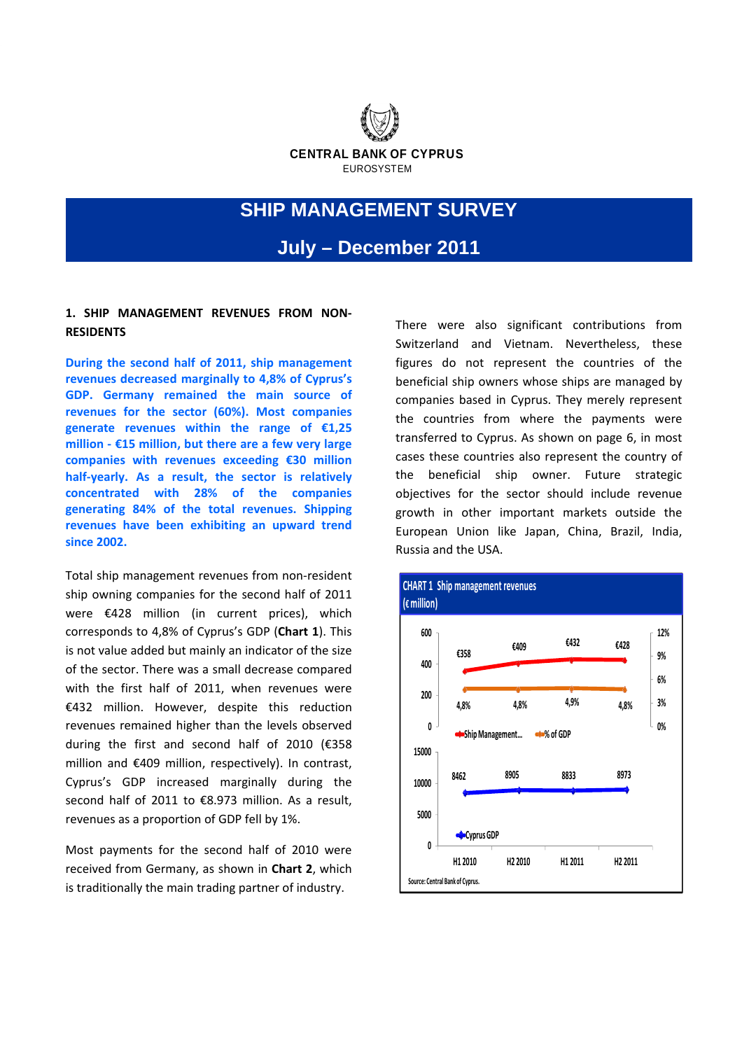CENTRAL BANK OF CYPRUS

EUROSYSTEM

# SHIP MANAGEMENT SURVEY

## July – December 2011

### 1. SHIP MANAGEMENT REVENUES FROM NON-RESIDENTS

**During the second half of 2011, ship management revenues decreased marginally to 4,8% of Cyprus's GDP. Germany remained the main source of revenues for the sector (60%). Most companies generate revenues within the range of €1,25 million - €15 million, but there are a few very large companies with revenues exceeding €30 million half-yearly. As a result, the sector is relatively concentrated with 28% of the companies generating 84% of the total revenues. Shipping revenues have been exhibiting an upward trend since 2002.**

Total ship management revenues from non-resident ship owning companies for the second half of 2011 were €428 million (in current prices), which corresponds to 4,8% of Cyprus's GDP (**Chart 1**). This is not value added but mainly an indicator of the size of the sector. There was a small decrease compared with the first half of 2011, when revenues were €432 million. However, despite this reduction revenues remained higher than the levels observed during the first and second half of 2010 (€358 million and €409 million, respectively). In contrast, Cyprus's GDP increased marginally during the second half of 2011 to €8.973 million. As a result, revenues as a proportion of GDP fell by 1%.

Most payments for the second half of 2010 were received from Germany, as shown in **Chart 2**, which is traditionally the main trading partner of industry. There were also significant contributions from Switzerland and Vietnam. Nevertheless, these figures do not represent the countries of the beneficial ship owners whose ships are managed by companies based in Cyprus. They merely represent the countries from where the payments were transferred to Cyprus. As shown on page 6, in most cases these countries also represent the country of the beneficial ship owner. Future strategic objectives for the sector should include revenue growth in other important markets outside the European Union like Japan, China, Brazil, India, Russia and the USA.

**CHART 1 Ship management revenues (€ million)**

| | H1 2010 | H2 2010 | H1 2011 | H2 2011 |
|---|---|---|---|---|
| Ship Management... | €358 | €409 | €432 | €428 |
| % of GDP | 4,8% | 4,8% | 4,9% | 4,8% |
| Cyprus GDP | 8462 | 8905 | 8833 | 8973 |

Source: Central Bank of Cyprus.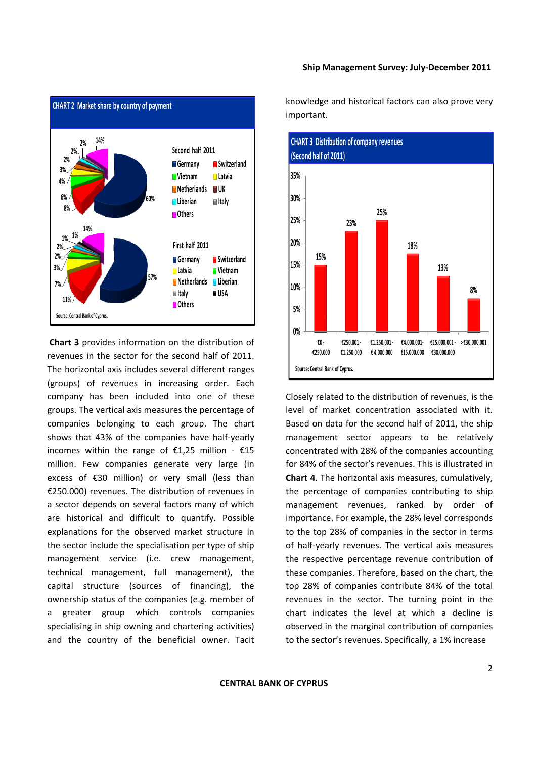**CHART 2 Market share by country of payment**

Second half 2011: Germany 60%, Switzerland 8%, Vietnam 6%, Latvia 4%, Netherlands 3%, UK 2%, Liberian 2%, Italy 2%, Others 14%

First half 2011: Germany 57%, Switzerland 11%, Latvia 7%, Vietnam 3%, Netherlands 2%, Liberian 2%, Italy 1%, USA 1%, Others 14%

Source: Central Bank of Cyprus.

**Chart 3** provides information on the distribution of revenues in the sector for the second half of 2011. The horizontal axis includes several different ranges (groups) of revenues in increasing order. Each company has been included into one of these groups. The vertical axis measures the percentage of companies belonging to each group. The chart shows that 43% of the companies have half-yearly incomes within the range of €1,25 million - €15 million. Few companies generate very large (in excess of €30 million) or very small (less than €250.000) revenues. The distribution of revenues in a sector depends on several factors many of which are historical and difficult to quantify. Possible explanations for the observed market structure in the sector include the specialisation per type of ship management service (i.e. crew management, technical management, full management), the capital structure (sources of financing), the ownership status of the companies (e.g. member of a greater group which controls companies specialising in ship owning and chartering activities) and the country of the beneficial owner. Tacit knowledge and historical factors can also prove very important.

**CHART 3 Distribution of company revenues (Second half of 2011)**

| Revenue range | Share of companies |
|---|---|
| €0-€250.000 | 15% |
| €250.001-€1.250.000 | 23% |
| €1.250.001-€4.000.000 | 25% |
| €4.000.001-€15.000.000 | 18% |
| €15.000.001-€30.000.000 | 13% |
| >€30.000.001 | 8% |

Source: Central Bank of Cyprus.

Closely related to the distribution of revenues, is the level of market concentration associated with it. Based on data for the second half of 2011, the ship management sector appears to be relatively concentrated with 28% of the companies accounting for 84% of the sector's revenues. This is illustrated in **Chart 4**. The horizontal axis measures, cumulatively, the percentage of companies contributing to ship management revenues, ranked by order of importance. For example, the 28% level corresponds to the top 28% of companies in the sector in terms of half-yearly revenues. The vertical axis measures the respective percentage revenue contribution of these companies. Therefore, based on the chart, the top 28% of companies contribute 84% of the total revenues in the sector. The turning point in the chart indicates the level at which a decline is observed in the marginal contribution of companies to the sector's revenues. Specifically, a 1% increase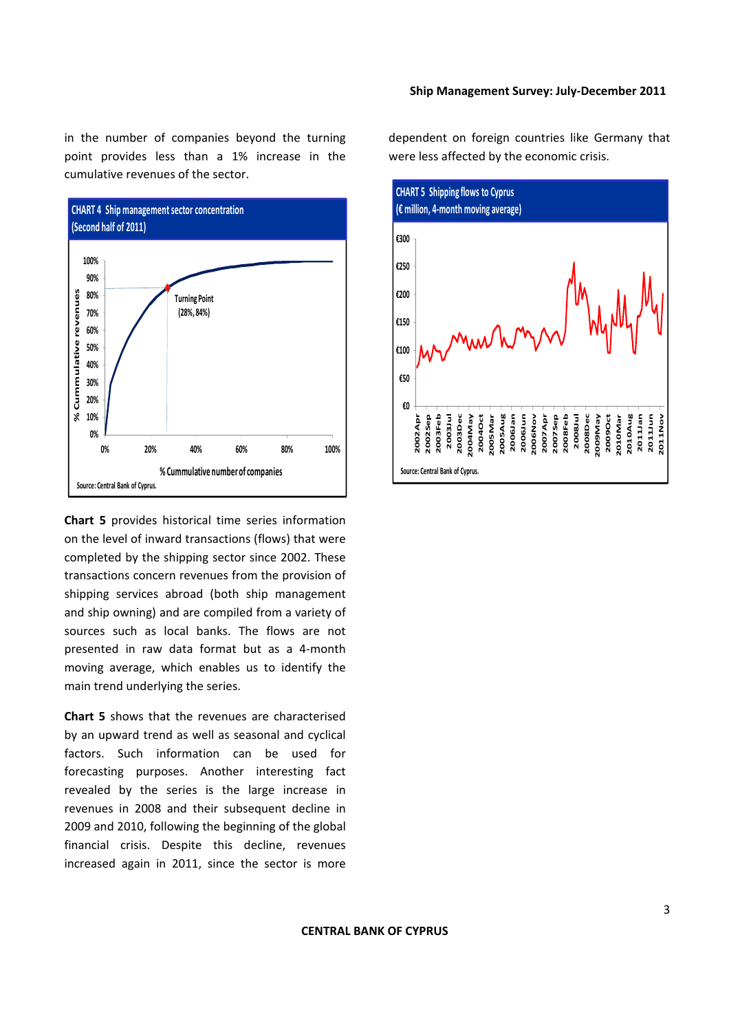in the number of companies beyond the turning point provides less than a 1% increase in the cumulative revenues of the sector.

**CHART 4 Ship management sector concentration (Second half of 2011)**

Source: Central Bank of Cyprus.

**Chart 5** provides historical time series information on the level of inward transactions (flows) that were completed by the shipping sector since 2002. These transactions concern revenues from the provision of shipping services abroad (both ship management and ship owning) and are compiled from a variety of sources such as local banks. The flows are not presented in raw data format but as a 4-month moving average, which enables us to identify the main trend underlying the series.

**Chart 5** shows that the revenues are characterised by an upward trend as well as seasonal and cyclical factors. Such information can be used for forecasting purposes. Another interesting fact revealed by the series is the large increase in revenues in 2008 and their subsequent decline in 2009 and 2010, following the beginning of the global financial crisis. Despite this decline, revenues increased again in 2011, since the sector is more dependent on foreign countries like Germany that were less affected by the economic crisis.

**CHART 5 Shipping flows to Cyprus (€ million, 4-month moving average)**

Source: Central Bank of Cyprus.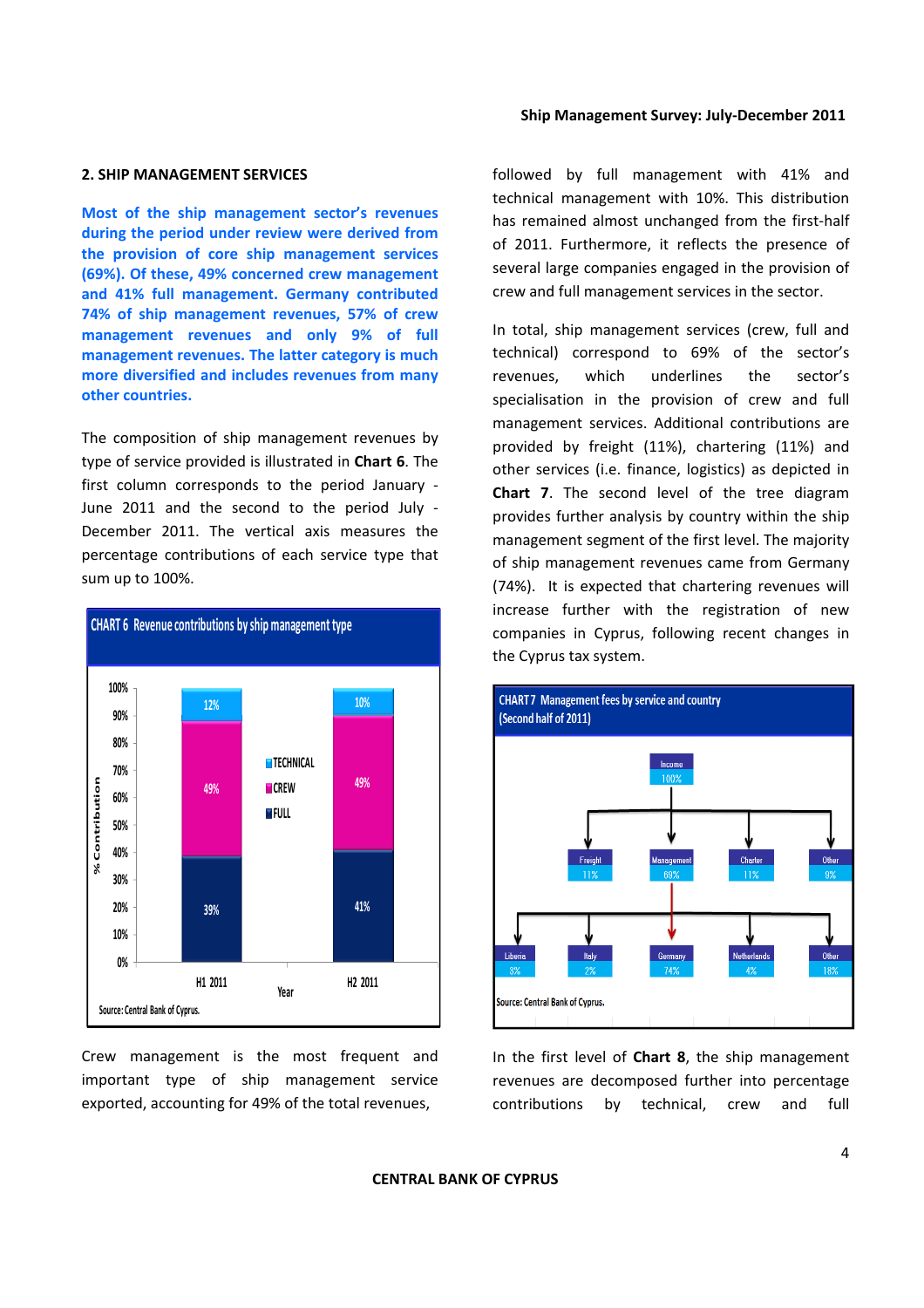## 2. SHIP MANAGEMENT SERVICES

**Most of the ship management sector's revenues during the period under review were derived from the provision of core ship management services (69%). Of these, 49% concerned crew management and 41% full management. Germany contributed 74% of ship management revenues, 57% of crew management revenues and only 9% of full management revenues. The latter category is much more diversified and includes revenues from many other countries.**

The composition of ship management revenues by type of service provided is illustrated in **Chart 6**. The first column corresponds to the period January - June 2011 and the second to the period July - December 2011. The vertical axis measures the percentage contributions of each service type that sum up to 100%.

CHART 6 Revenue contributions by ship management type

| Year | FULL | CREW | TECHNICAL |
|---|---|---|---|
| H1 2011 | 39% | 49% | 12% |
| H2 2011 | 41% | 49% | 10% |

Source: Central Bank of Cyprus.

Crew management is the most frequent and important type of ship management service exported, accounting for 49% of the total revenues, followed by full management with 41% and technical management with 10%. This distribution has remained almost unchanged from the first-half of 2011. Furthermore, it reflects the presence of several large companies engaged in the provision of crew and full management services in the sector.

In total, ship management services (crew, full and technical) correspond to 69% of the sector's revenues, which underlines the sector's specialisation in the provision of crew and full management services. Additional contributions are provided by freight (11%), chartering (11%) and other services (i.e. finance, logistics) as depicted in **Chart 7**. The second level of the tree diagram provides further analysis by country within the ship management segment of the first level. The majority of ship management revenues came from Germany (74%). It is expected that chartering revenues will increase further with the registration of new companies in Cyprus, following recent changes in the Cyprus tax system.

CHART 7 Management fees by service and country (Second half of 2011)

- Income 100%
  - Freight 11%
  - Management 69%
    - Liberia 3%
    - Italy 2%
    - Germany 74%
    - Netherlands 4%
    - Other 18%
  - Charter 11%
  - Other 9%

Source: Central Bank of Cyprus.

In the first level of **Chart 8**, the ship management revenues are decomposed further into percentage contributions by technical, crew and full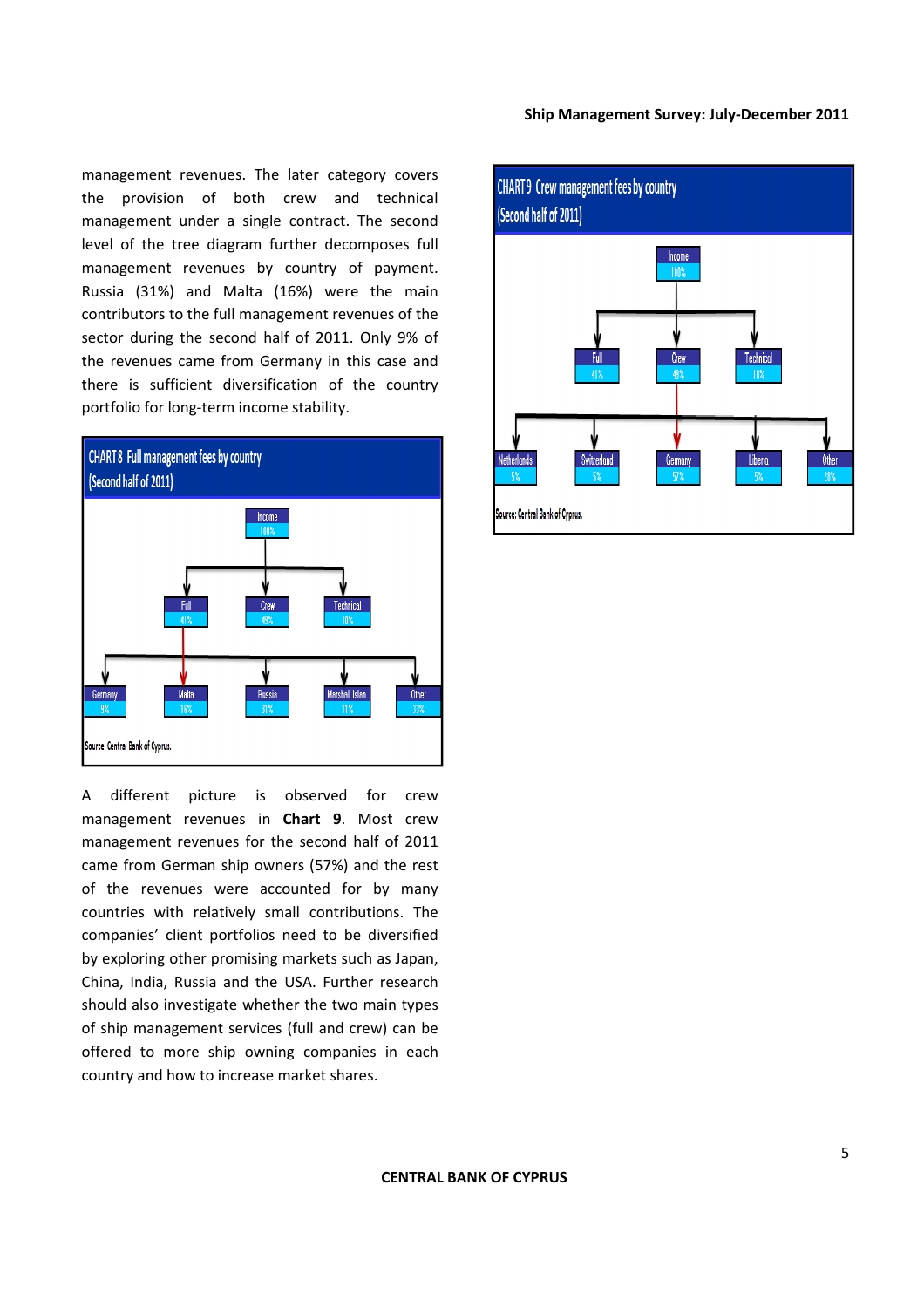management revenues. The later category covers the provision of both crew and technical management under a single contract. The second level of the tree diagram further decomposes full management revenues by country of payment. Russia (31%) and Malta (16%) were the main contributors to the full management revenues of the sector during the second half of 2011. Only 9% of the revenues came from Germany in this case and there is sufficient diversification of the country portfolio for long-term income stability.

**CHART 8 Full management fees by country (Second half of 2011)**

- Income 100%
  - Full 41%
    - Germany 9%
    - Malta 16%
    - Russia 31%
    - Marshall Islan. 11%
    - Other 33%
  - Crew 49%
  - Technical 10%

Source: Central Bank of Cyprus.

A different picture is observed for crew management revenues in **Chart 9**. Most crew management revenues for the second half of 2011 came from German ship owners (57%) and the rest of the revenues were accounted for by many countries with relatively small contributions. The companies' client portfolios need to be diversified by exploring other promising markets such as Japan, China, India, Russia and the USA. Further research should also investigate whether the two main types of ship management services (full and crew) can be offered to more ship owning companies in each country and how to increase market shares.

**CHART 9 Crew management fees by country (Second half of 2011)**

- Income 100%
  - Full 41%
  - Crew 49%
    - Netherlands 5%
    - Switzerland 5%
    - Germany 57%
    - Liberia 5%
    - Other 28%
  - Technical 10%

Source: Central Bank of Cyprus.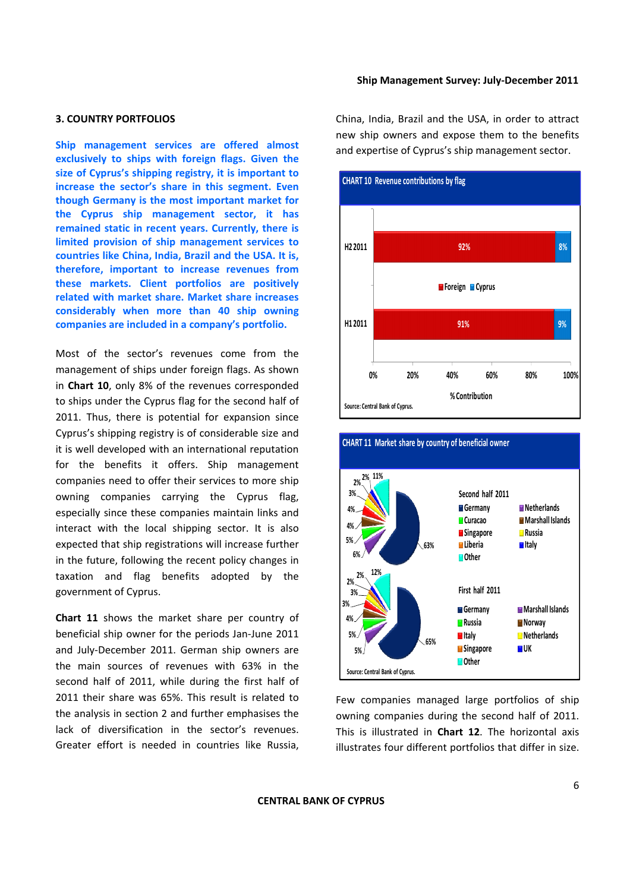## 3. COUNTRY PORTFOLIOS

**Ship management services are offered almost exclusively to ships with foreign flags. Given the size of Cyprus's shipping registry, it is important to increase the sector's share in this segment. Even though Germany is the most important market for the Cyprus ship management sector, it has remained static in recent years. Currently, there is limited provision of ship management services to countries like China, India, Brazil and the USA. It is, therefore, important to increase revenues from these markets. Client portfolios are positively related with market share. Market share increases considerably when more than 40 ship owning companies are included in a company's portfolio.**

Most of the sector's revenues come from the management of ships under foreign flags. As shown in **Chart 10**, only 8% of the revenues corresponded to ships under the Cyprus flag for the second half of 2011. Thus, there is potential for expansion since Cyprus's shipping registry is of considerable size and it is well developed with an international reputation for the benefits it offers. Ship management companies need to offer their services to more ship owning companies carrying the Cyprus flag, especially since these companies maintain links and interact with the local shipping sector. It is also expected that ship registrations will increase further in the future, following the recent policy changes in taxation and flag benefits adopted by the government of Cyprus.

**Chart 11** shows the market share per country of beneficial ship owner for the periods Jan-June 2011 and July-December 2011. German ship owners are the main sources of revenues with 63% in the second half of 2011, while during the first half of 2011 their share was 65%. This result is related to the analysis in section 2 and further emphasises the lack of diversification in the sector's revenues. Greater effort is needed in countries like Russia, China, India, Brazil and the USA, in order to attract new ship owners and expose them to the benefits and expertise of Cyprus's ship management sector.

**CHART 10 Revenue contributions by flag**

| | Foreign | Cyprus |
|---|---|---|
| H2 2011 | 92% | 8% |
| H1 2011 | 91% | 9% |

% Contribution

Source: Central Bank of Cyprus.

**CHART 11 Market share by country of beneficial owner**

Second half 2011: Germany 63%, Curacao, Singapore, Liberia, Netherlands, Marshall Islands, Russia, Italy, Other (remaining shares: 6%, 5%, 4%, 4%, 3%, 2%, 2%, 11%)

First half 2011: Germany 65%, Russia, Italy, Singapore, Marshall Islands, Norway, Netherlands, UK, Other (remaining shares: 5%, 5%, 4%, 3%, 3%, 2%, 2%, 12%)

Source: Central Bank of Cyprus.

Few companies managed large portfolios of ship owning companies during the second half of 2011. This is illustrated in **Chart 12**. The horizontal axis illustrates four different portfolios that differ in size.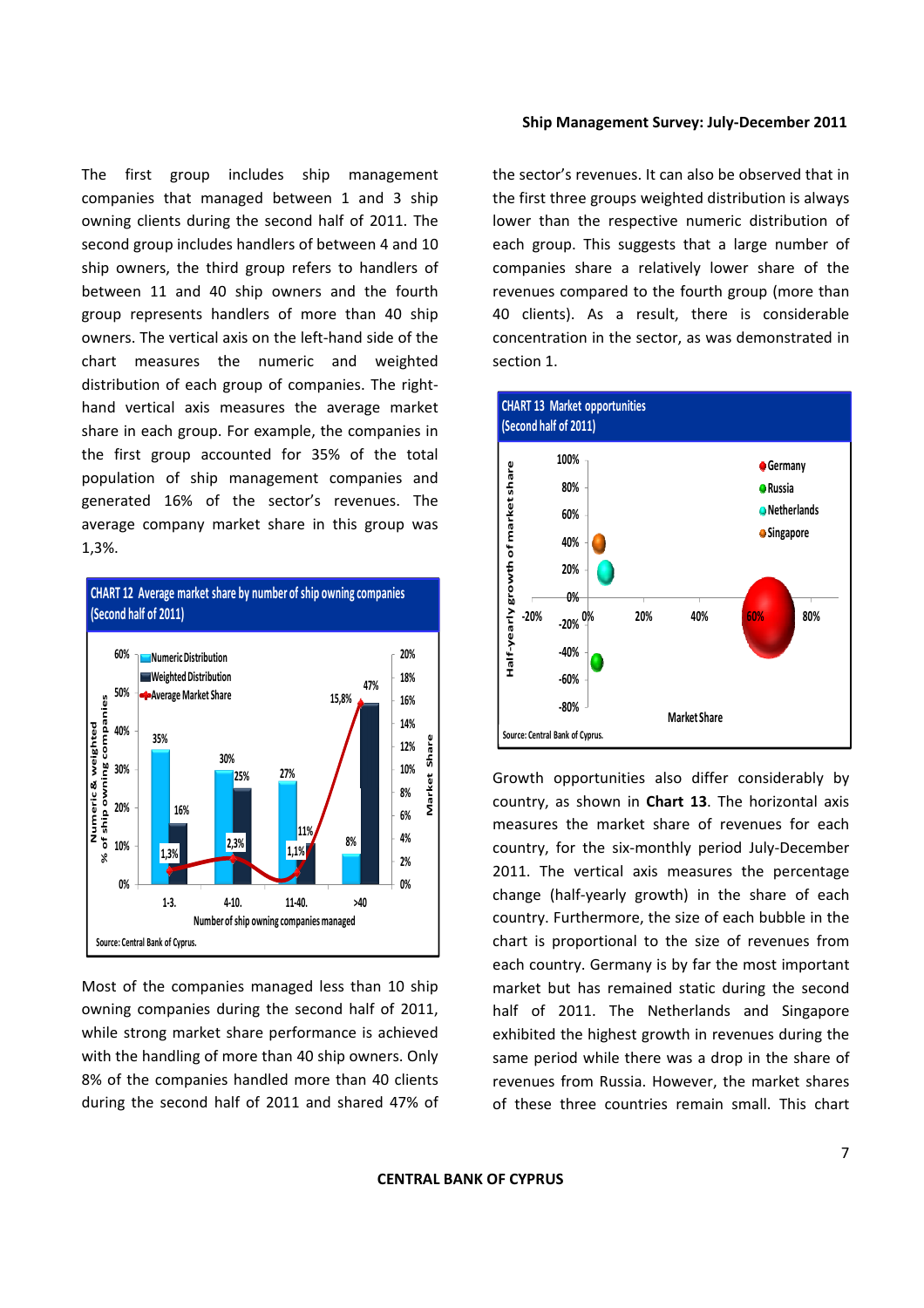The first group includes ship management companies that managed between 1 and 3 ship owning clients during the second half of 2011. The second group includes handlers of between 4 and 10 ship owners, the third group refers to handlers of between 11 and 40 ship owners and the fourth group represents handlers of more than 40 ship owners. The vertical axis on the left-hand side of the chart measures the numeric and weighted distribution of each group of companies. The right-hand vertical axis measures the average market share in each group. For example, the companies in the first group accounted for 35% of the total population of ship management companies and generated 16% of the sector's revenues. The average company market share in this group was 1,3%.

**CHART 12 Average market share by number of ship owning companies (Second half of 2011)**

| Number of ship owning companies managed | Numeric Distribution | Weighted Distribution | Average Market Share |
|---|---|---|---|
| 1-3. | 35% | 16% | 1,3% |
| 4-10. | 30% | 25% | 2,3% |
| 11-40. | 27% | 11% | 1,1% |
| >40 | 8% | 47% | 15,8% |

Source: Central Bank of Cyprus.

Most of the companies managed less than 10 ship owning companies during the second half of 2011, while strong market share performance is achieved with the handling of more than 40 ship owners. Only 8% of the companies handled more than 40 clients during the second half of 2011 and shared 47% of the sector's revenues. It can also be observed that in the first three groups weighted distribution is always lower than the respective numeric distribution of each group. This suggests that a large number of companies share a relatively lower share of the revenues compared to the fourth group (more than 40 clients). As a result, there is considerable concentration in the sector, as was demonstrated in section 1.

**CHART 13 Market opportunities (Second half of 2011)**

Source: Central Bank of Cyprus.

Growth opportunities also differ considerably by country, as shown in **Chart 13**. The horizontal axis measures the market share of revenues for each country, for the six-monthly period July-December 2011. The vertical axis measures the percentage change (half-yearly growth) in the share of each country. Furthermore, the size of each bubble in the chart is proportional to the size of revenues from each country. Germany is by far the most important market but has remained static during the second half of 2011. The Netherlands and Singapore exhibited the highest growth in revenues during the same period while there was a drop in the share of revenues from Russia. However, the market shares of these three countries remain small. This chart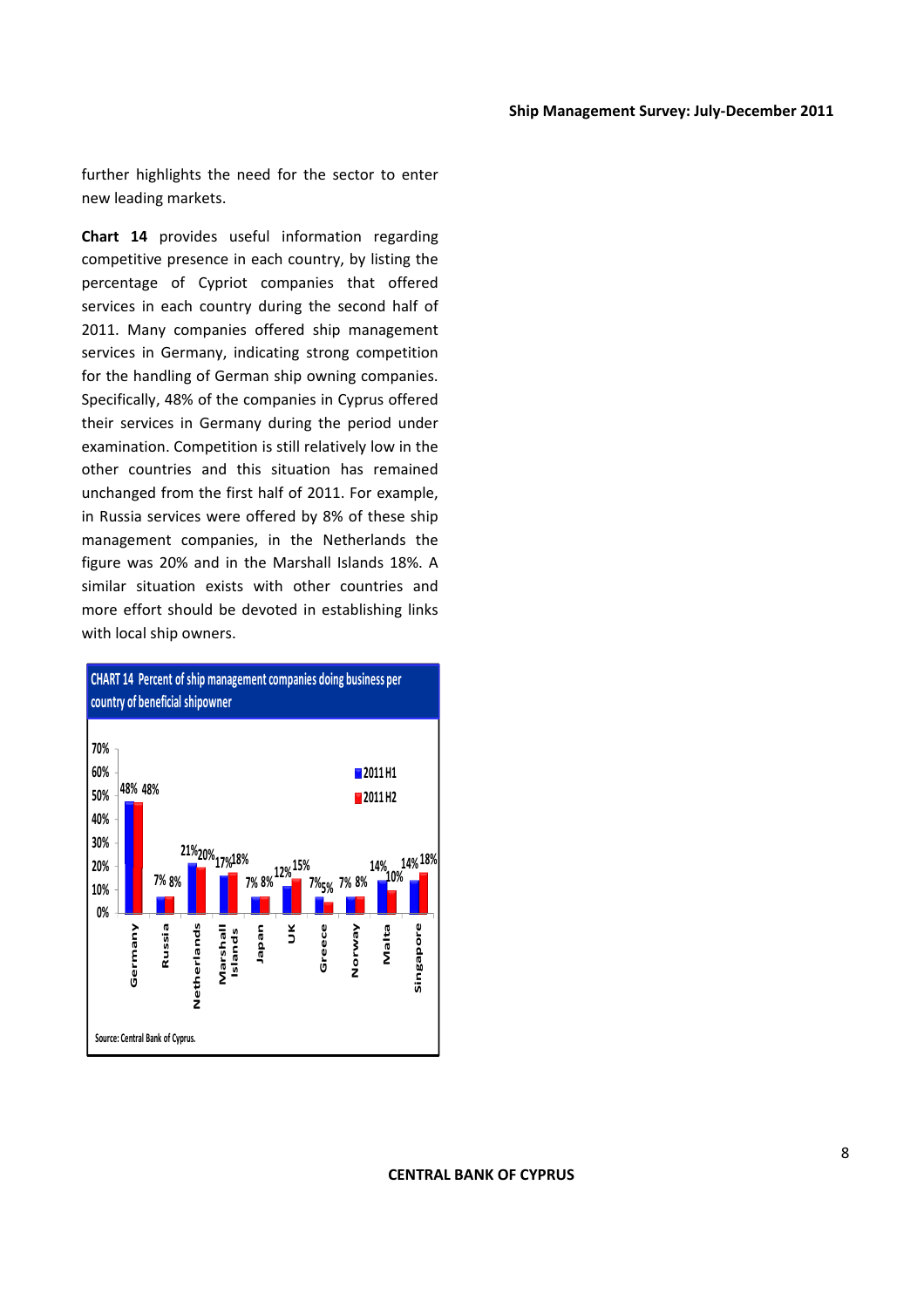further highlights the need for the sector to enter new leading markets.

**Chart 14** provides useful information regarding competitive presence in each country, by listing the percentage of Cypriot companies that offered services in each country during the second half of 2011. Many companies offered ship management services in Germany, indicating strong competition for the handling of German ship owning companies. Specifically, 48% of the companies in Cyprus offered their services in Germany during the period under examination. Competition is still relatively low in the other countries and this situation has remained unchanged from the first half of 2011. For example, in Russia services were offered by 8% of these ship management companies, in the Netherlands the figure was 20% and in the Marshall Islands 18%. A similar situation exists with other countries and more effort should be devoted in establishing links with local ship owners.

**CHART 14 Percent of ship management companies doing business per country of beneficial shipowner**

| Country | 2011 H1 | 2011 H2 |
|---|---|---|
| Germany | 48% | 48% |
| Russia | 7% | 8% |
| Netherlands | 21% | 20% |
| Marshall Islands | 17% | 18% |
| Japan | 7% | 8% |
| UK | 12% | 15% |
| Greece | 7% | 5% |
| Norway | 7% | 8% |
| Malta | 14% | 10% |
| Singapore | 14% | 18% |

Source: Central Bank of Cyprus.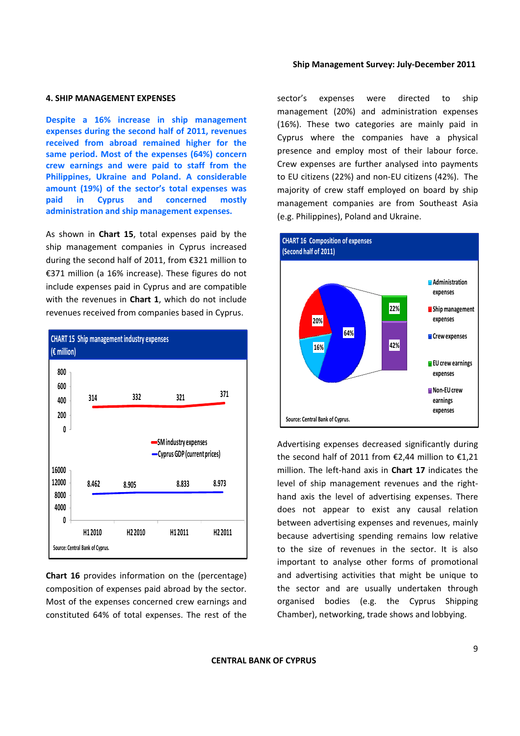## 4. SHIP MANAGEMENT EXPENSES

**Despite a 16% increase in ship management expenses during the second half of 2011, revenues received from abroad remained higher for the same period. Most of the expenses (64%) concern crew earnings and were paid to staff from the Philippines, Ukraine and Poland. A considerable amount (19%) of the sector's total expenses was paid in Cyprus and concerned mostly administration and ship management expenses.**

As shown in **Chart 15**, total expenses paid by the ship management companies in Cyprus increased during the second half of 2011, from €321 million to €371 million (a 16% increase). These figures do not include expenses paid in Cyprus and are compatible with the revenues in **Chart 1**, which do not include revenues received from companies based in Cyprus.

CHART 15 Ship management industry expenses (€ million)

| | H1 2010 | H2 2010 | H1 2011 | H2 2011 |
|---|---|---|---|---|
| SM industry expenses | 314 | 332 | 321 | 371 |
| Cyprus GDP (current prices) | 8.462 | 8.905 | 8.833 | 8.973 |

Source: Central Bank of Cyprus.

**Chart 16** provides information on the (percentage) composition of expenses paid abroad by the sector. Most of the expenses concerned crew earnings and constituted 64% of total expenses. The rest of the sector's expenses were directed to ship management (20%) and administration expenses (16%). These two categories are mainly paid in Cyprus where the companies have a physical presence and employ most of their labour force. Crew expenses are further analysed into payments to EU citizens (22%) and non-EU citizens (42%). The majority of crew staff employed on board by ship management companies are from Southeast Asia (e.g. Philippines), Poland and Ukraine.

CHART 16 Composition of expenses (Second half of 2011)

| Category | Share |
|---|---|
| Administration expenses | 16% |
| Ship management expenses | 20% |
| Crew expenses | 64% |
| EU crew earnings expenses | 22% |
| Non-EU crew earnings expenses | 42% |

Source: Central Bank of Cyprus.

Advertising expenses decreased significantly during the second half of 2011 from €2,44 million to €1,21 million. The left-hand axis in **Chart 17** indicates the level of ship management revenues and the right-hand axis the level of advertising expenses. There does not appear to exist any causal relation between advertising expenses and revenues, mainly because advertising spending remains low relative to the size of revenues in the sector. It is also important to analyse other forms of promotional and advertising activities that might be unique to the sector and are usually undertaken through organised bodies (e.g. the Cyprus Shipping Chamber), networking, trade shows and lobbying.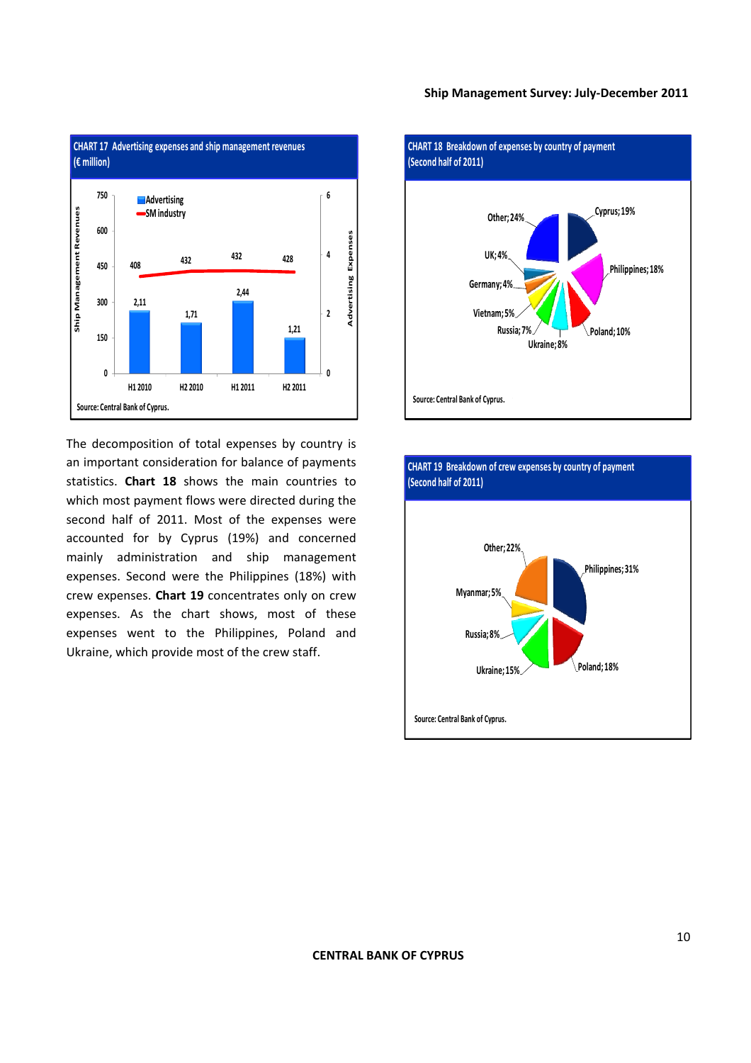**CHART 17 Advertising expenses and ship management revenues (€ million)**

| | H1 2010 | H2 2010 | H1 2011 | H2 2011 |
|---|---|---|---|---|
| Advertising | 2,11 | 1,71 | 2,44 | 1,21 |
| SM industry | 408 | 432 | 432 | 428 |

Source: Central Bank of Cyprus.

**CHART 18 Breakdown of expenses by country of payment (Second half of 2011)**

| Country | Share |
|---|---|
| Cyprus | 19% |
| Philippines | 18% |
| Poland | 10% |
| Ukraine | 8% |
| Russia | 7% |
| Vietnam | 5% |
| Germany | 4% |
| UK | 4% |
| Other | 24% |

Source: Central Bank of Cyprus.

The decomposition of total expenses by country is an important consideration for balance of payments statistics. **Chart 18** shows the main countries to which most payment flows were directed during the second half of 2011. Most of the expenses were accounted for by Cyprus (19%) and concerned mainly administration and ship management expenses. Second were the Philippines (18%) with crew expenses. **Chart 19** concentrates only on crew expenses. As the chart shows, most of these expenses went to the Philippines, Poland and Ukraine, which provide most of the crew staff.

**CHART 19 Breakdown of crew expenses by country of payment (Second half of 2011)**

| Country | Share |
|---|---|
| Philippines | 31% |
| Poland | 18% |
| Ukraine | 15% |
| Russia | 8% |
| Myanmar | 5% |
| Other | 22% |

Source: Central Bank of Cyprus.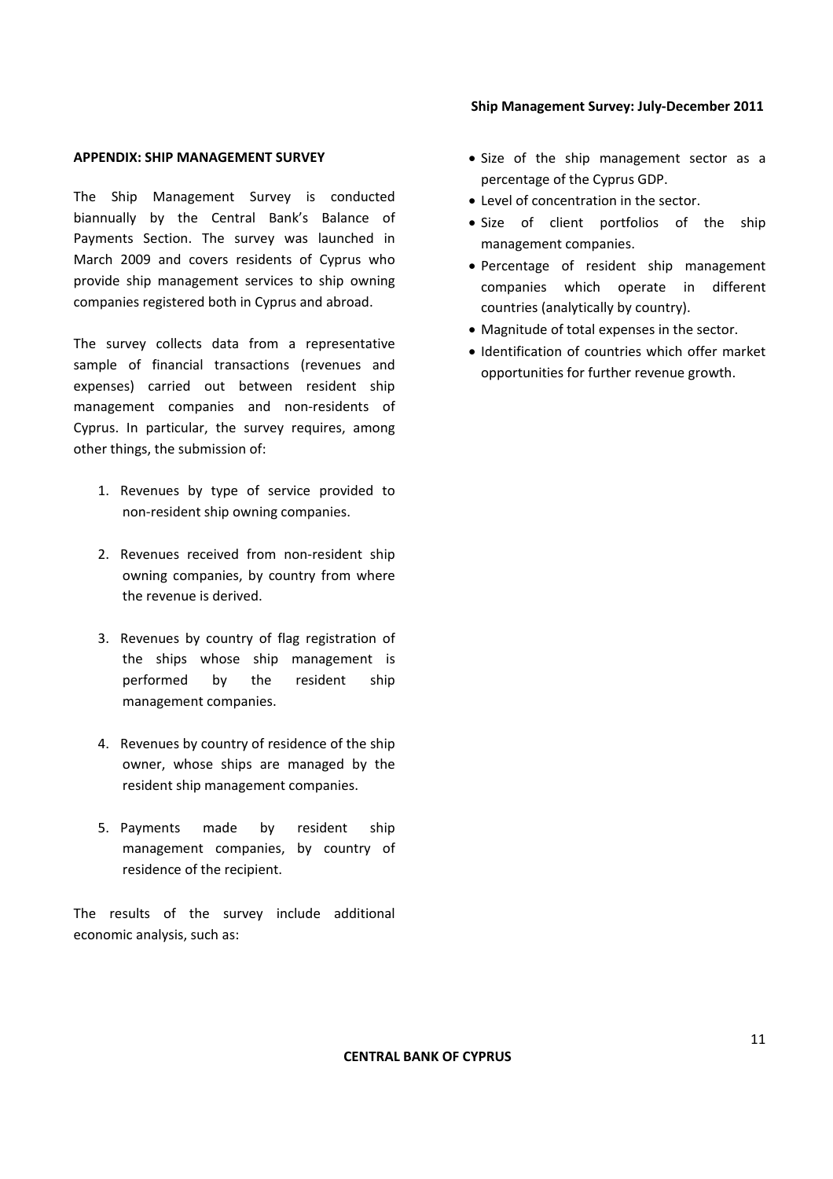## APPENDIX: SHIP MANAGEMENT SURVEY

The Ship Management Survey is conducted biannually by the Central Bank's Balance of Payments Section. The survey was launched in March 2009 and covers residents of Cyprus who provide ship management services to ship owning companies registered both in Cyprus and abroad.

The survey collects data from a representative sample of financial transactions (revenues and expenses) carried out between resident ship management companies and non-residents of Cyprus. In particular, the survey requires, among other things, the submission of:

1. Revenues by type of service provided to non-resident ship owning companies.

2. Revenues received from non-resident ship owning companies, by country from where the revenue is derived.

3. Revenues by country of flag registration of the ships whose ship management is performed by the resident ship management companies.

4. Revenues by country of residence of the ship owner, whose ships are managed by the resident ship management companies.

5. Payments made by resident ship management companies, by country of residence of the recipient.

The results of the survey include additional economic analysis, such as:

- Size of the ship management sector as a percentage of the Cyprus GDP.
- Level of concentration in the sector.
- Size of client portfolios of the ship management companies.
- Percentage of resident ship management companies which operate in different countries (analytically by country).
- Magnitude of total expenses in the sector.
- Identification of countries which offer market opportunities for further revenue growth.